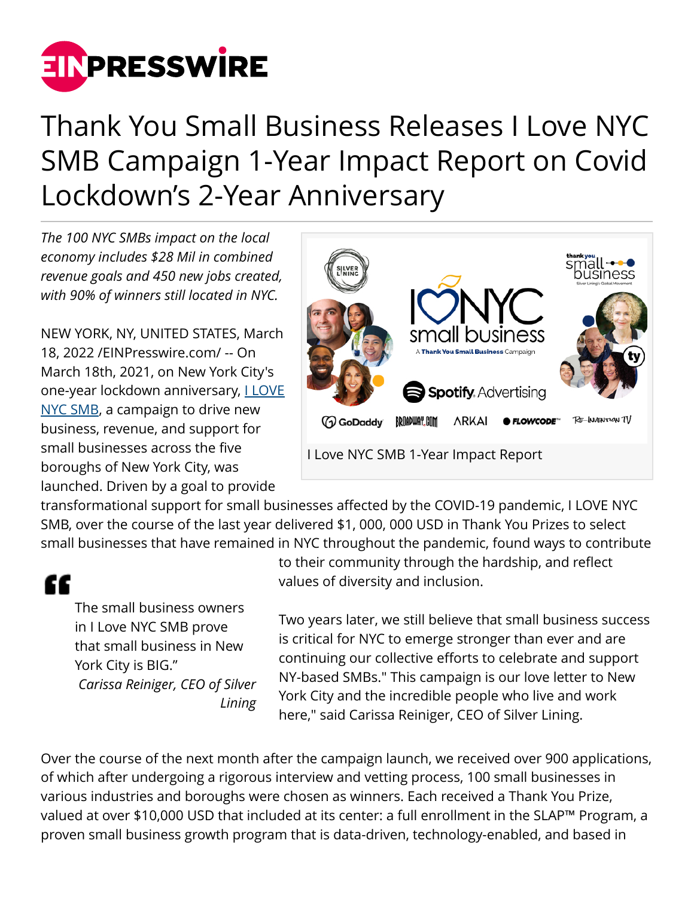# Thank You Small Business Releases I Love NYC SMB Campaign 1-Year Impact Report on Covid Lockdown's 2-Year Anniversary

*The 100 NYC SMBs impact on the local economy includes $28 Mil in combined revenue goals and 450 new jobs created, with 90% of winners still located in NYC.*

NEW YORK, NY, UNITED STATES, March 18, 2022 /EINPresswire.com/ -- On March 18th, 2021, on New York City's one-year lockdown anniversary, [I LOVE NYC SMB](), a campaign to drive new business, revenue, and support for small businesses across the five boroughs of New York City, was launched. Driven by a goal to provide transformational support for small businesses affected by the COVID-19 pandemic, I LOVE NYC SMB, over the course of the last year delivered $1, 000, 000 USD in Thank You Prizes to select small businesses that have remained in NYC throughout the pandemic, found ways to contribute to their community through the hardship, and reflect values of diversity and inclusion.

I Love NYC SMB 1-Year Impact Report

> The small business owners in I Love NYC SMB prove that small business in New York City is BIG."
>
> *Carissa Reiniger, CEO of Silver Lining*

Two years later, we still believe that small business success is critical for NYC to emerge stronger than ever and are continuing our collective efforts to celebrate and support NY-based SMBs." This campaign is our love letter to New York City and the incredible people who live and work here," said Carissa Reiniger, CEO of Silver Lining.

Over the course of the next month after the campaign launch, we received over 900 applications, of which after undergoing a rigorous interview and vetting process, 100 small businesses in various industries and boroughs were chosen as winners. Each received a Thank You Prize, valued at over $10,000 USD that included at its center: a full enrollment in the SLAP™ Program, a proven small business growth program that is data-driven, technology-enabled, and based in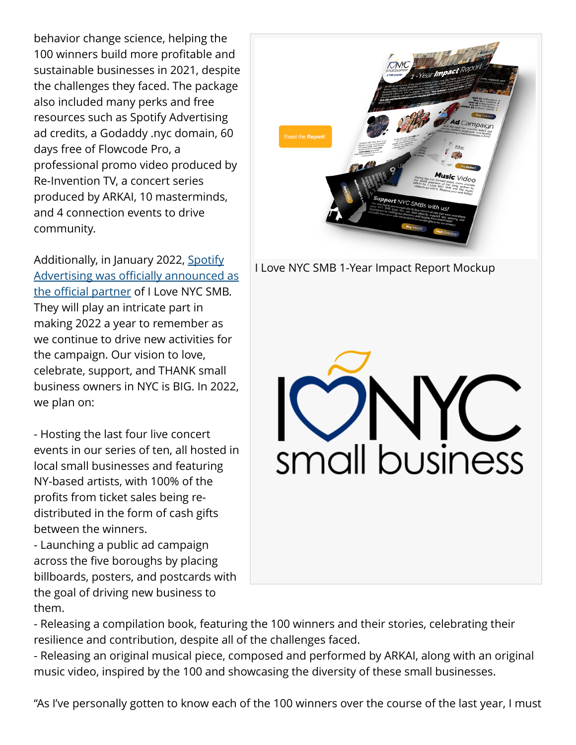behavior change science, helping the 100 winners build more profitable and sustainable businesses in 2021, despite the challenges they faced. The package also included many perks and free resources such as Spotify Advertising ad credits, a Godaddy .nyc domain, 60 days free of Flowcode Pro, a professional promo video produced by Re-Invention TV, a concert series produced by ARKAI, 10 masterminds, and 4 connection events to drive community.

I Love NYC SMB 1-Year Impact Report Mockup

Additionally, in January 2022, Spotify Advertising was officially announced as the official partner of I Love NYC SMB. They will play an intricate part in making 2022 a year to remember as we continue to drive new activities for the campaign. Our vision to love, celebrate, support, and THANK small business owners in NYC is BIG. In 2022, we plan on:

- Hosting the last four live concert events in our series of ten, all hosted in local small businesses and featuring NY-based artists, with 100% of the profits from ticket sales being re-distributed in the form of cash gifts between the winners.
- Launching a public ad campaign across the five boroughs by placing billboards, posters, and postcards with the goal of driving new business to them.
- Releasing a compilation book, featuring the 100 winners and their stories, celebrating their resilience and contribution, despite all of the challenges faced.
- Releasing an original musical piece, composed and performed by ARKAI, along with an original music video, inspired by the 100 and showcasing the diversity of these small businesses.

"As I've personally gotten to know each of the 100 winners over the course of the last year, I must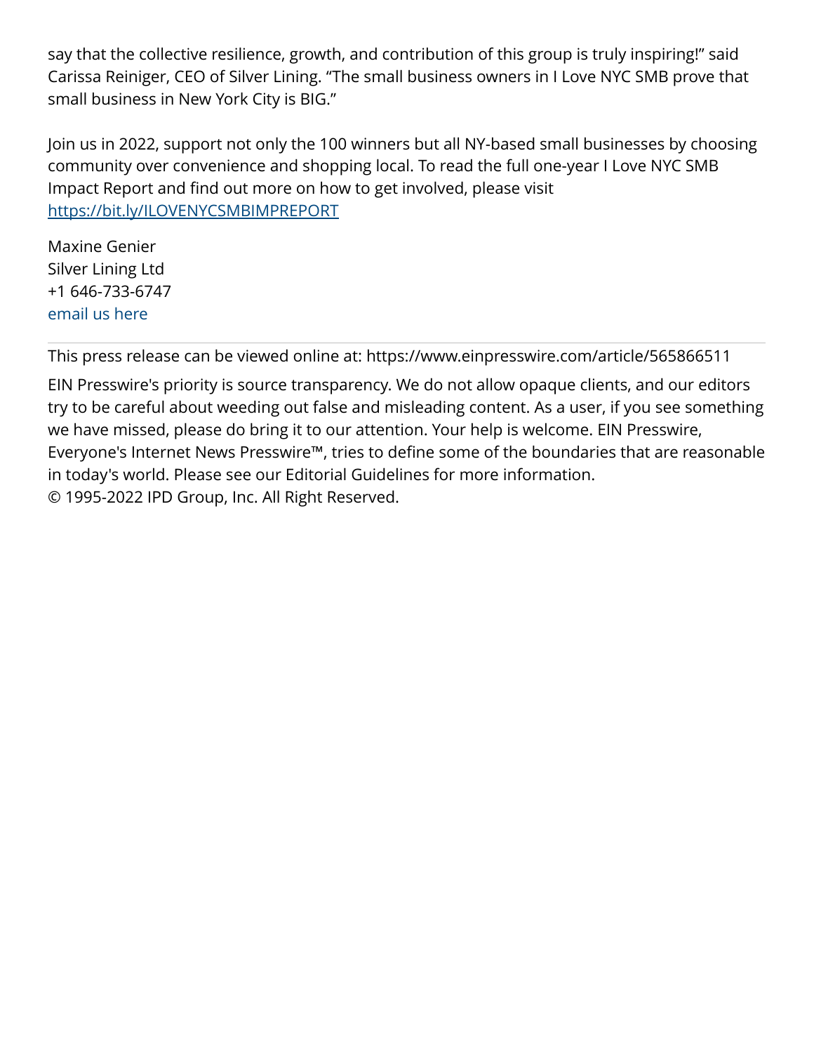say that the collective resilience, growth, and contribution of this group is truly inspiring!" said Carissa Reiniger, CEO of Silver Lining. "The small business owners in I Love NYC SMB prove that small business in New York City is BIG."

Join us in 2022, support not only the 100 winners but all NY-based small businesses by choosing community over convenience and shopping local. To read the full one-year I Love NYC SMB Impact Report and find out more on how to get involved, please visit https://bit.ly/ILOVENYCSMBIMPREPORT

Maxine Genier
Silver Lining Ltd
+1 646-733-6747
email us here

---

This press release can be viewed online at: https://www.einpresswire.com/article/565866511

EIN Presswire's priority is source transparency. We do not allow opaque clients, and our editors try to be careful about weeding out false and misleading content. As a user, if you see something we have missed, please do bring it to our attention. Your help is welcome. EIN Presswire, Everyone's Internet News Presswire™, tries to define some of the boundaries that are reasonable in today's world. Please see our Editorial Guidelines for more information.
© 1995-2022 IPD Group, Inc. All Right Reserved.